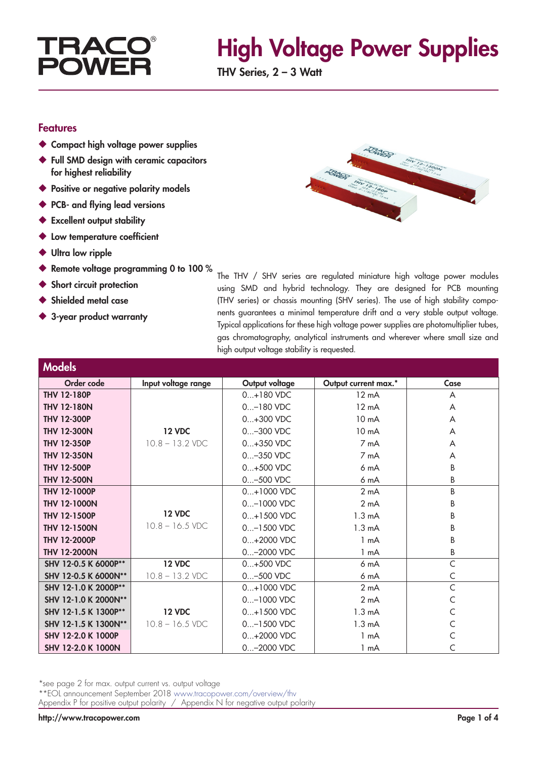TRACO® POWER

# High Voltage Power Supplies

THV Series, 2 – 3 Watt

## Features

- Compact high voltage power supplies
- Full SMD design with ceramic capacitors for highest reliability
- Positive or negative polarity models
- PCB- and flying lead versions
- Excellent output stability
- Low temperature coefficient
- Ultra low ripple
- Remote voltage programming 0 to 100 %
- Short circuit protection
- Shielded metal case
- 3-year product warranty

The THV / SHV series are regulated miniature high voltage power modules using SMD and hybrid technology. They are designed for PCB mounting (THV series) or chassis mounting (SHV series). The use of high stability components guarantees a minimal temperature drift and a very stable output voltage. Typical applications for these high voltage power supplies are photomultiplier tubes, gas chromatography, analytical instruments and wherever where small size and high output voltage stability is requested.

## Models

| Order code | Input voltage range | Output voltage | Output current max.* | Case |
|---|---|---|---|---|
| THV 12-180P | 12 VDC 10.8 – 13.2 VDC | 0...+180 VDC | 12 mA | A |
| THV 12-180N | | 0...–180 VDC | 12 mA | A |
| THV 12-300P | | 0...+300 VDC | 10 mA | A |
| THV 12-300N | | 0...–300 VDC | 10 mA | A |
| THV 12-350P | | 0...+350 VDC | 7 mA | A |
| THV 12-350N | | 0...–350 VDC | 7 mA | A |
| THV 12-500P | | 0...+500 VDC | 6 mA | B |
| THV 12-500N | | 0...–500 VDC | 6 mA | B |
| THV 12-1000P | 12 VDC 10.8 – 16.5 VDC | 0...+1000 VDC | 2 mA | B |
| THV 12-1000N | | 0...–1000 VDC | 2 mA | B |
| THV 12-1500P | | 0...+1500 VDC | 1.3 mA | B |
| THV 12-1500N | | 0...–1500 VDC | 1.3 mA | B |
| THV 12-2000P | | 0...+2000 VDC | 1 mA | B |
| THV 12-2000N | | 0...–2000 VDC | 1 mA | B |
| SHV 12-0.5 K 6000P** | 12 VDC 10.8 – 13.2 VDC | 0...+500 VDC | 6 mA | C |
| SHV 12-0.5 K 6000N** | | 0...–500 VDC | 6 mA | C |
| SHV 12-1.0 K 2000P** | 12 VDC 10.8 – 16.5 VDC | 0...+1000 VDC | 2 mA | C |
| SHV 12-1.0 K 2000N** | | 0...–1000 VDC | 2 mA | C |
| SHV 12-1.5 K 1300P** | | 0...+1500 VDC | 1.3 mA | C |
| SHV 12-1.5 K 1300N** | | 0...–1500 VDC | 1.3 mA | C |
| SHV 12-2.0 K 1000P | | 0...+2000 VDC | 1 mA | C |
| SHV 12-2.0 K 1000N | | 0...–2000 VDC | 1 mA | C |

*see page 2 for max. output current vs. output voltage
**EOL announcement September 2018 www.tracopower.com/overview/thv
Appendix P for positive output polarity / Appendix N for negative output polarity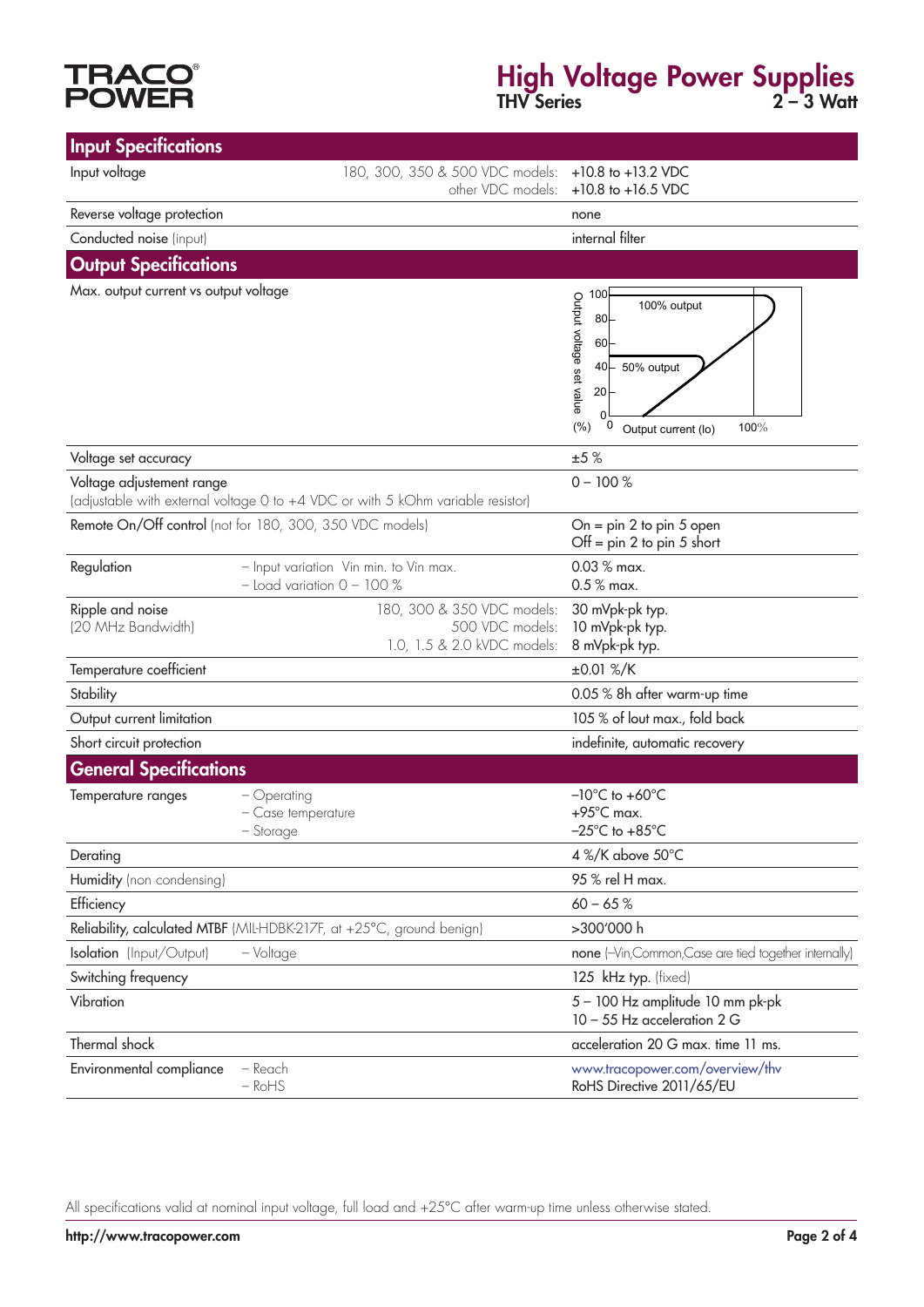## Input Specifications

| | | |
|---|---|---|
| Input voltage | 180, 300, 350 & 500 VDC models:<br>other VDC models: | +10.8 to +13.2 VDC<br>+10.8 to +16.5 VDC |
| Reverse voltage protection | | none |
| Conducted noise (input) | | internal filter |

## Output Specifications

| | | |
|---|---|---|
| Max. output current vs output voltage | | Output voltage set value (%): 0, 20, 40, 60, 80, 100; Output current (Io): 0 – 100%; 50% output; 100% output |
| Voltage set accuracy | | ±5 % |
| Voltage adjustement range<br>(adjustable with external voltage 0 to +4 VDC or with 5 kOhm variable resistor) | | 0 – 100 % |
| Remote On/Off control (not for 180, 300, 350 VDC models) | | On = pin 2 to pin 5 open<br>Off = pin 2 to pin 5 short |
| Regulation | – Input variation Vin min. to Vin max.<br>– Load variation 0 – 100 % | 0.03 % max.<br>0.5 % max. |
| Ripple and noise<br>(20 MHz Bandwidth) | 180, 300 & 350 VDC models:<br>500 VDC models:<br>1.0, 1.5 & 2.0 kVDC models: | 30 mVpk-pk typ.<br>10 mVpk-pk typ.<br>8 mVpk-pk typ. |
| Temperature coefficient | | ±0.01 %/K |
| Stability | | 0.05 % 8h after warm-up time |
| Output current limitation | | 105 % of Iout max., fold back |
| Short circuit protection | | indefinite, automatic recovery |

## General Specifications

| | | |
|---|---|---|
| Temperature ranges | – Operating<br>– Case temperature<br>– Storage | –10°C to +60°C<br>+95°C max.<br>–25°C to +85°C |
| Derating | | 4 %/K above 50°C |
| Humidity (non condensing) | | 95 % rel H max. |
| Efficiency | | 60 – 65 % |
| Reliability, calculated MTBF (MIL-HDBK-217F, at +25°C, ground benign) | | >300'000 h |
| Isolation (Input/Output) | – Voltage | none (–Vin,Common,Case are tied together internally) |
| Switching frequency | | 125 kHz typ. (fixed) |
| Vibration | | 5 – 100 Hz amplitude 10 mm pk-pk<br>10 – 55 Hz acceleration 2 G |
| Thermal shock | | acceleration 20 G max. time 11 ms. |
| Environmental compliance | – Reach<br>– RoHS | www.tracopower.com/overview/thv<br>RoHS Directive 2011/65/EU |

All specifications valid at nominal input voltage, full load and +25°C after warm-up time unless otherwise stated.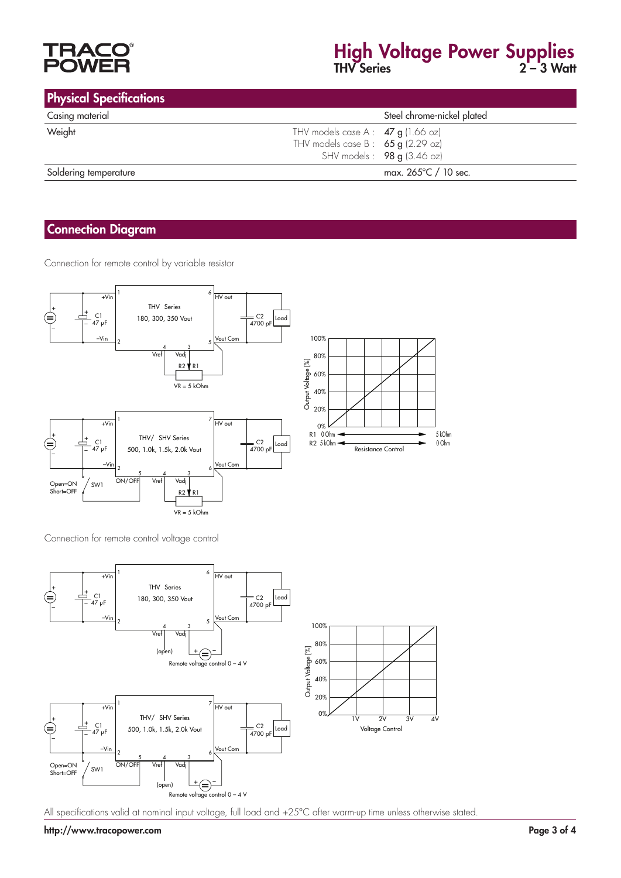## Physical Specifications

| | |
|---|---|
| Casing material | Steel chrome-nickel plated |
| Weight | THV models case A : **47 g** (1.66 oz)<br>THV models case B : **65 g** (2.29 oz)<br>SHV models : **98 g** (3.46 oz) |
| Soldering temperature | max. 265°C / 10 sec. |

## Connection Diagram

Connection for remote control by variable resistor

+Vin, –Vin, C1 47 µF, THV Series 180, 300, 350 Vout, HV out, Vout Com, C2 4700 pF, Load, Vref, Vadj, R2, R1, VR = 5 kOhm

+Vin, –Vin, C1 47 µF, THV/ SHV Series 500, 1.0k, 1.5k, 2.0k Vout, HV out, Vout Com, C2 4700 pF, Load, ON/OFF, Vref, Vadj, R2, R1, VR = 5 kOhm, Open=ON Short=OFF, SW1

Output Voltage [%] (0% – 100%) vs. Resistance Control: R1 0 Ohm → 5 kOhm, R2 5 kOhm → 0 Ohm

Connection for remote control voltage control

+Vin, –Vin, C1 47 µF, THV Series 180, 300, 350 Vout, HV out, Vout Com, C2 4700 pF, Load, Vref (open), Vadj, Remote voltage control 0 – 4 V

+Vin, –Vin, C1 47 µF, THV/ SHV Series 500, 1.0k, 1.5k, 2.0k Vout, HV out, Vout Com, C2 4700 pF, Load, ON/OFF, Vref (open), Vadj, Open=ON Short=OFF, SW1, Remote voltage control 0 – 4 V

Output Voltage [%] (0% – 100%) vs. Voltage Control (1V – 4V)

All specifications valid at nominal input voltage, full load and +25°C after warm-up time unless otherwise stated.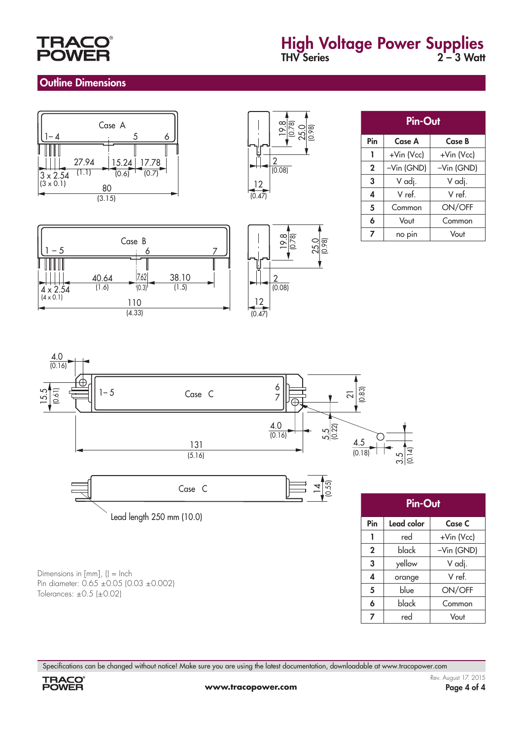## Outline Dimensions

Case A

1– 4 5 6

27.94 (1.1)
15.24 (0.6)
17.78 (0.7)
3 x 2.54 (3 x 0.1)
80 (3.15)

19.8 (0.78)
25.0 (0.98)
2 (0.08)
12 (0.47)

Case B

1 – 5 6 7

40.64 (1.6)
7.62 (0.3)
38.10 (1.5)
4 x 2.54 (4 x 0.1)
110 (4.33)

19.8 (0.78)
25.0 (0.98)
2 (0.08)
12 (0.47)

| Pin-Out | | |
|---|---|---|
| **Pin** | **Case A** | **Case B** |
| **1** | +Vin (Vcc) | +Vin (Vcc) |
| **2** | –Vin (GND) | –Vin (GND) |
| **3** | V adj. | V adj. |
| **4** | V ref. | V ref. |
| **5** | Common | ON/OFF |
| **6** | Vout | Common |
| **7** | no pin | Vout |

Case C

1– 5 6 7

4.0 (0.16)
15.5 (0.61)
21 (0.83)
4.0 (0.16)
5.5 (0.22)
131 (5.16)
4.5 (0.18)
3.5 (0.14)

Case C

14 (0.55)

Lead length 250 mm (10.0)

| Pin-Out | | |
|---|---|---|
| **Pin** | **Lead color** | **Case C** |
| **1** | red | +Vin (Vcc) |
| **2** | black | –Vin (GND) |
| **3** | yellow | V adj. |
| **4** | orange | V ref. |
| **5** | blue | ON/OFF |
| **6** | black | Common |
| **7** | red | Vout |

Dimensions in [mm], () = Inch
Pin diameter: 0.65 ±0.05 (0.03 ±0.002)
Tolerances: ±0.5 (±0.02)

Specifications can be changed without notice! Make sure you are using the latest documentation, downloadable at www.tracopower.com

Rev. August 17, 2015